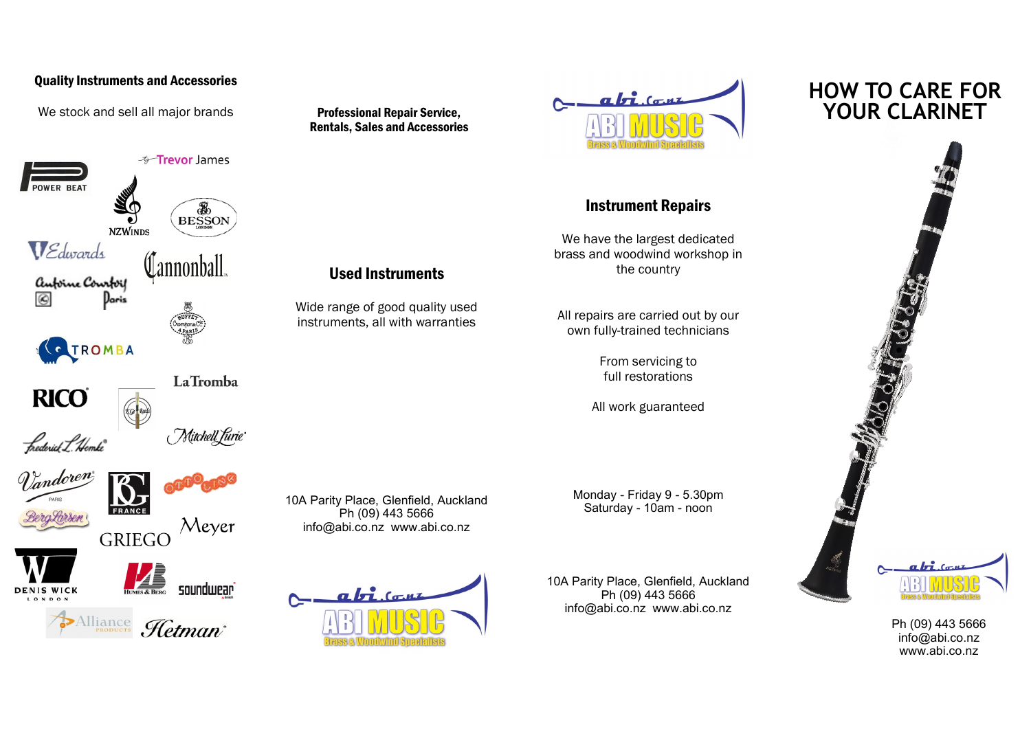## Quality Instruments and Accessories

We stock and sell all major brands

Trevor James

POWER BEAT

NZWinds

BESSON

Edwards

Cannonball

Antoine Courtois Paris

Buffet Crampon & Cie A Paris

TROMBA

LaTromba

RICO

Mitchell Lurie

Frederick L. Hemke

Vandoren PARIS

BG FRANCE

Otto Link

Berg Larsen

GRIEGO

Meyer

DENIS WICK LONDON

Humes & Berg

soundwear

Alliance Products

Hetman

**Professional Repair Service, Rentals, Sales and Accessories**

## Used Instruments

Wide range of good quality used instruments, all with warranties

10A Parity Place, Glenfield, Auckland
Ph (09) 443 5666
info@abi.co.nz www.abi.co.nz

abi.co.nz ABI MUSIC Brass & Woodwind Specialists

abi.co.nz ABI MUSIC Brass & Woodwind Specialists

## Instrument Repairs

We have the largest dedicated brass and woodwind workshop in the country

All repairs are carried out by our own fully-trained technicians

From servicing to full restorations

All work guaranteed

Monday - Friday 9 - 5.30pm
Saturday - 10am - noon

10A Parity Place, Glenfield, Auckland
Ph (09) 443 5666
info@abi.co.nz www.abi.co.nz

# HOW TO CARE FOR YOUR CLARINET

abi.co.nz ABI MUSIC Brass & Woodwind Specialists

Ph (09) 443 5666
info@abi.co.nz
www.abi.co.nz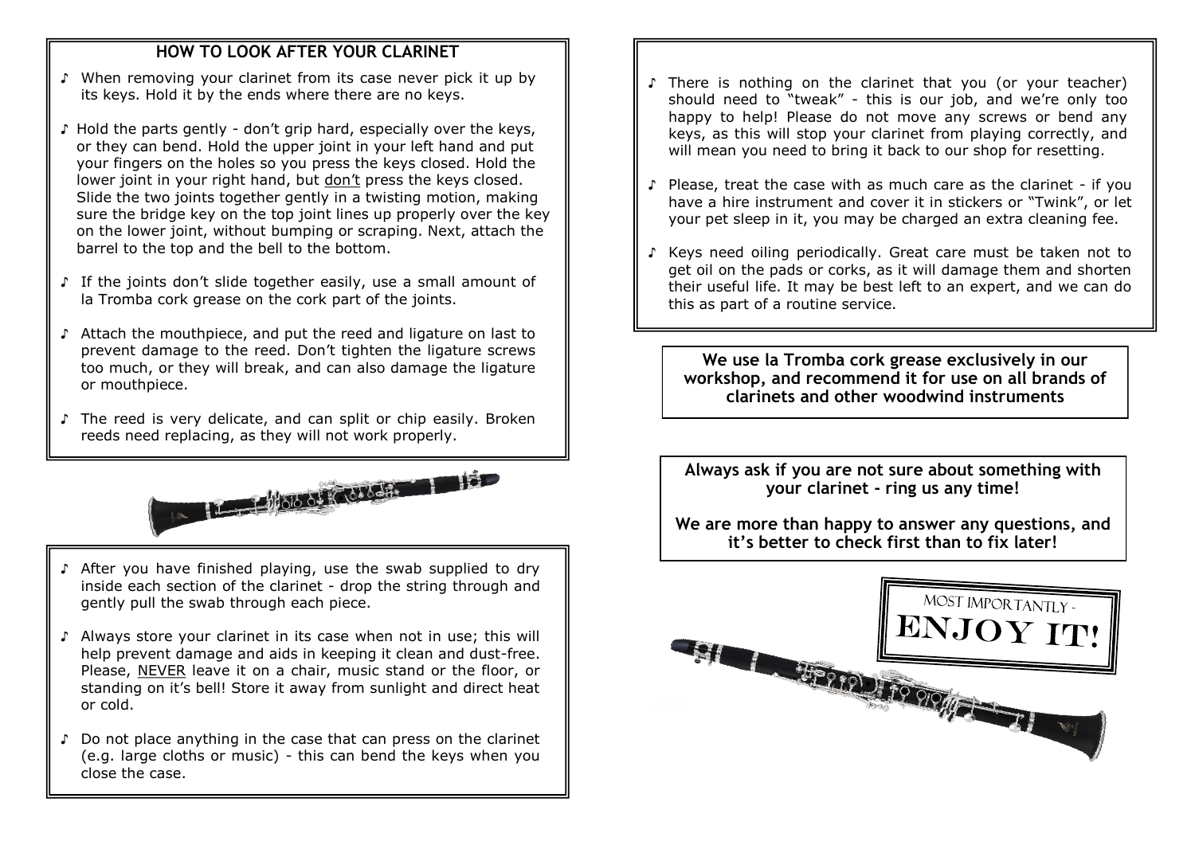## HOW TO LOOK AFTER YOUR CLARINET

- When removing your clarinet from its case never pick it up by its keys. Hold it by the ends where there are no keys.
- Hold the parts gently - don't grip hard, especially over the keys, or they can bend. Hold the upper joint in your left hand and put your fingers on the holes so you press the keys closed. Hold the lower joint in your right hand, but don't press the keys closed. Slide the two joints together gently in a twisting motion, making sure the bridge key on the top joint lines up properly over the key on the lower joint, without bumping or scraping. Next, attach the barrel to the top and the bell to the bottom.
- If the joints don't slide together easily, use a small amount of la Tromba cork grease on the cork part of the joints.
- Attach the mouthpiece, and put the reed and ligature on last to prevent damage to the reed. Don't tighten the ligature screws too much, or they will break, and can also damage the ligature or mouthpiece.
- The reed is very delicate, and can split or chip easily. Broken reeds need replacing, as they will not work properly.

---

- After you have finished playing, use the swab supplied to dry inside each section of the clarinet - drop the string through and gently pull the swab through each piece.
- Always store your clarinet in its case when not in use; this will help prevent damage and aids in keeping it clean and dust-free. Please, NEVER leave it on a chair, music stand or the floor, or standing on it's bell! Store it away from sunlight and direct heat or cold.
- Do not place anything in the case that can press on the clarinet (e.g. large cloths or music) - this can bend the keys when you close the case.

---

- There is nothing on the clarinet that you (or your teacher) should need to "tweak" - this is our job, and we're only too happy to help! Please do not move any screws or bend any keys, as this will stop your clarinet from playing correctly, and will mean you need to bring it back to our shop for resetting.
- Please, treat the case with as much care as the clarinet - if you have a hire instrument and cover it in stickers or "Twink", or let your pet sleep in it, you may be charged an extra cleaning fee.
- Keys need oiling periodically. Great care must be taken not to get oil on the pads or corks, as it will damage them and shorten their useful life. It may be best left to an expert, and we can do this as part of a routine service.

**We use la Tromba cork grease exclusively in our workshop, and recommend it for use on all brands of clarinets and other woodwind instruments**

**Always ask if you are not sure about something with your clarinet - ring us any time!**

**We are more than happy to answer any questions, and it's better to check first than to fix later!**

MOST IMPORTANTLY -

**ENJOY IT!**